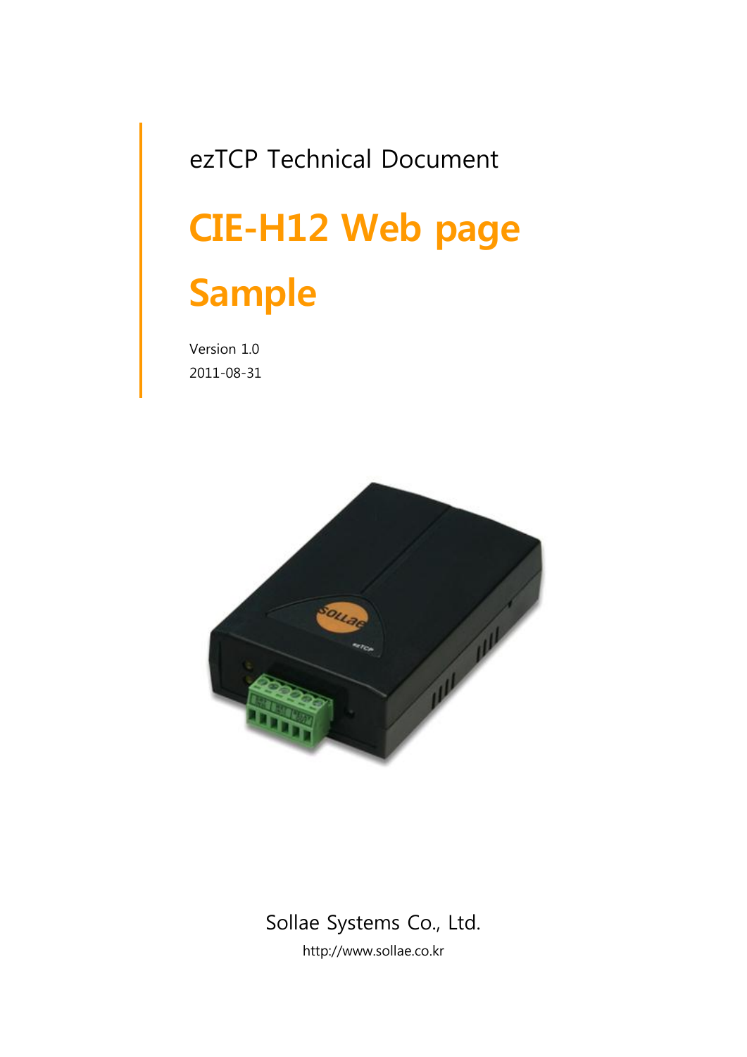ezTCP Technical Document

# CIE-H12 Web page Sample

Version 1.0
2011-08-31

Sollae Systems Co., Ltd.

http://www.sollae.co.kr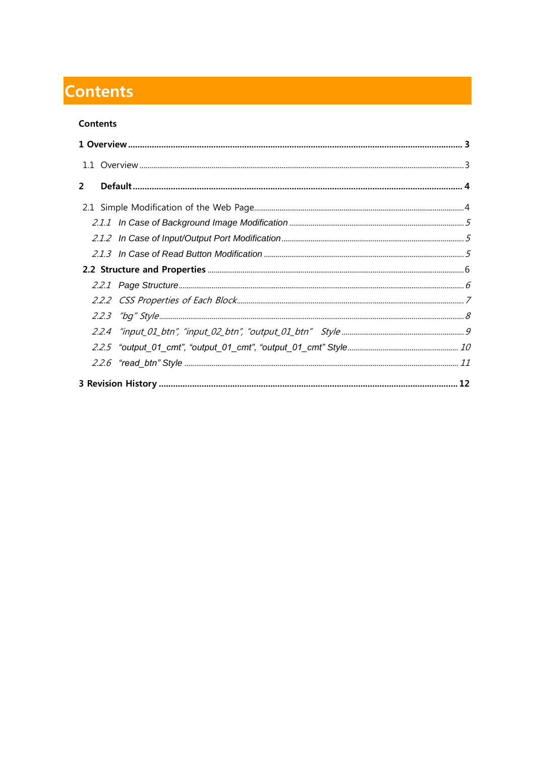# Contents

**Contents**

**1 Overview ........................................................................................................ 3**

1.1 Overview ........................................................................................................ 3

**2 Default ........................................................................................................ 4**

2.1 Simple Modification of the Web Page........................................................................ 4

*2.1.1 In Case of Background Image Modification ........................................................ 5*

*2.1.2 In Case of Input/Output Port Modification ......................................................... 5*

*2.1.3 In Case of Read Button Modification .................................................................. 5*

**2.2 Structure and Properties** ........................................................................................ 6

*2.2.1 Page Structure ........................................................................................................ 6*

*2.2.2 CSS Properties of Each Block .................................................................................. 7*

*2.2.3 "bg" Style .................................................................................................................. 8*

*2.2.4 "input_01_btn", "input_02_btn", "output_01_btn" Style ............................................ 9*

*2.2.5 "output_01_cmt", "output_01_cmt", "output_01_cmt" Style ..................................... 10*

*2.2.6 "read_btn" Style ..................................................................................................... 11*

**3 Revision History ........................................................................................................ 12**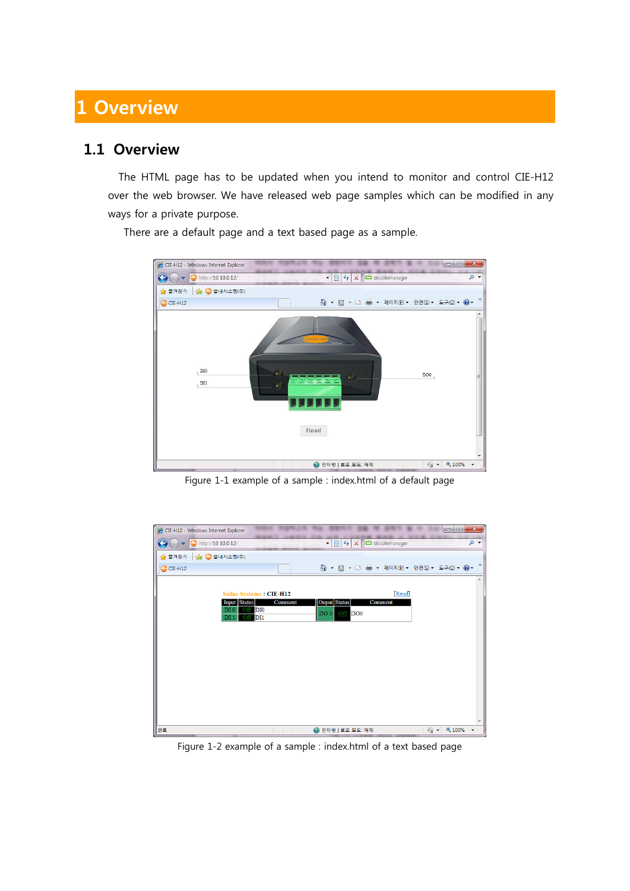# 1 Overview

## 1.1 Overview

The HTML page has to be updated when you intend to monitor and control CIE-H12 over the web browser. We have released web page samples which can be modified in any ways for a private purpose.

There are a default page and a text based page as a sample.

Figure 1-1 example of a sample : index.html of a default page

Figure 1-2 example of a sample : index.html of a text based page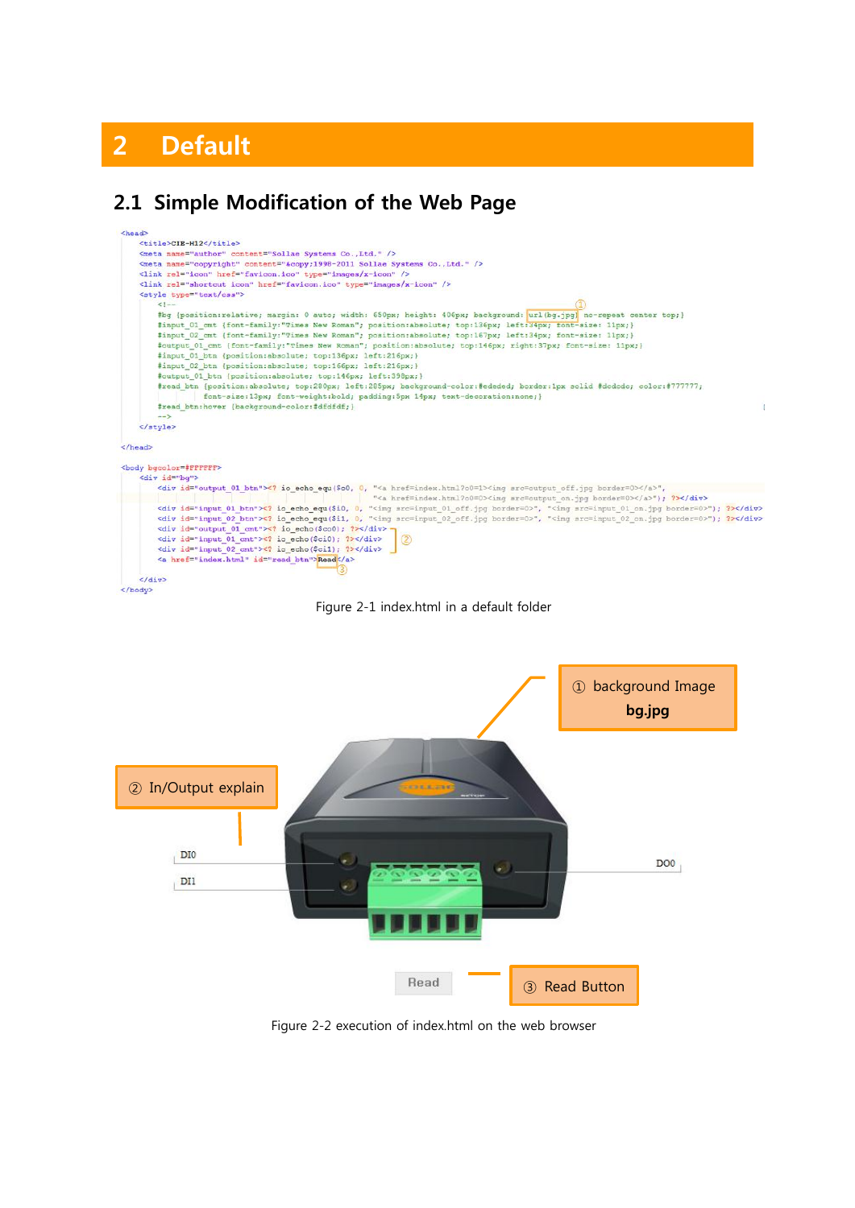# 2 Default

## 2.1 Simple Modification of the Web Page

```
<head>
    <title>CIE-H12</title>
    <meta name="author" content="Sollae Systems Co.,Ltd." />
    <meta name="copyright" content="&copy;1998-2011 Sollae Systems Co.,Ltd." />
    <link rel="icon" href="favicon.ico" type="images/x-icon" />
    <link rel="shortcut icon" href="favicon.ico" type="images/x-icon" />
    <style type="text/css">
        <!--
        #bg {position:relative; margin: 0 auto; width: 650px; height: 406px; background: url(bg.jpg) no-repeat center top;}
        #input_01_cmt {font-family:"Times New Roman"; position:absolute; top:136px; left:34px; font-size: 11px;}
        #input_02_cmt {font-family:"Times New Roman"; position:absolute; top:167px; left:34px; font-size: 11px;}
        #output_01_cmt {font-family:"Times New Roman"; position:absolute; top:146px; right:37px; font-size: 11px;}
        #input_01_btn {position:absolute; top:136px; left:216px;}
        #input_02_btn {position:absolute; top:166px; left:216px;}
        #output_01_btn {position:absolute; top:146px; left:398px;}
        #read_btn {position:absolute; top:280px; left:285px; background-color:#ededed; border:1px solid #dcdcdc; color:#777777;
                font-size:13px; font-weight:bold; padding:5px 14px; text-decoration:none;}
        #read_btn:hover {background-color:#dfdfdf;}
        -->
    </style>
</head>

<body bgcolor=#FFFFFF>
    <div id="bg">
        <div id="output_01_btn"><? io_echo_equ($o0, 0, "<a href=index.html?o0=1><img src=output_off.jpg border=0></a>",
                        "<a href=index.html?o0=0><img src=output_on.jpg border=0></a>"); ?></div>
        <div id="input_01_btn"><? io_echo_equ($i0, 0, "<img src=input_01_off.jpg border=0>", "<img src=input_01_on.jpg border=0>"); ?></div>
        <div id="input_02_btn"><? io_echo_equ($i1, 0, "<img src=input_02_off.jpg border=0>", "<img src=input_02_on.jpg border=0>"); ?></div>
        <div id="output_01_cmt"><? io_echo($co0); ?></div>
        <div id="input_01_cmt"><? io_echo($ci0); ?></div>
        <div id="input_02_cmt"><? io_echo($ci1); ?></div>
        <a href="index.html" id="read_btn">Read</a>

    </div>
</body>
```

① url(bg.jpg) ② In/Output comment divs ③ Read

Figure 2-1 index.html in a default folder

① background Image **bg.jpg**

② In/Output explain

DI0

DI1

DO0

Read

③ Read Button

Figure 2-2 execution of index.html on the web browser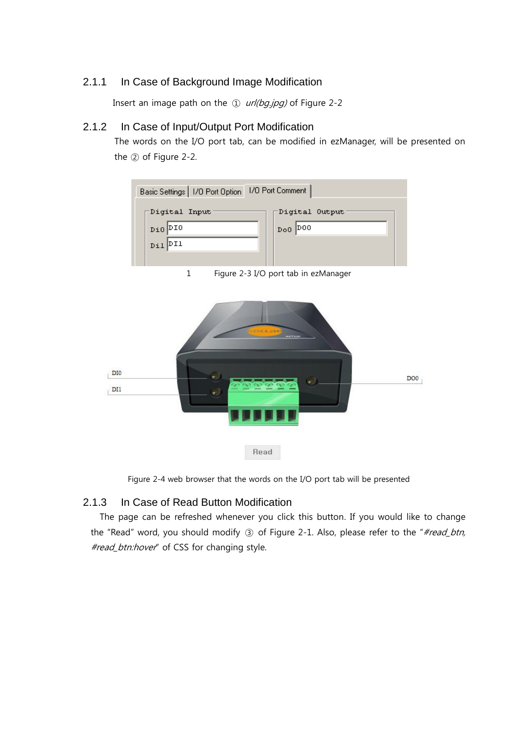### 2.1.1 In Case of Background Image Modification

Insert an image path on the ① *url(bg.jpg)* of Figure 2-2

### 2.1.2 In Case of Input/Output Port Modification

The words on the I/O port tab, can be modified in ezManager, will be presented on the ② of Figure 2-2.

1 Figure 2-3 I/O port tab in ezManager

Figure 2-4 web browser that the words on the I/O port tab will be presented

### 2.1.3 In Case of Read Button Modification

The page can be refreshed whenever you click this button. If you would like to change the "Read" word, you should modify ③ of Figure 2-1. Also, please refer to the "*#read_btn, #read_btn:hover*" of CSS for changing style.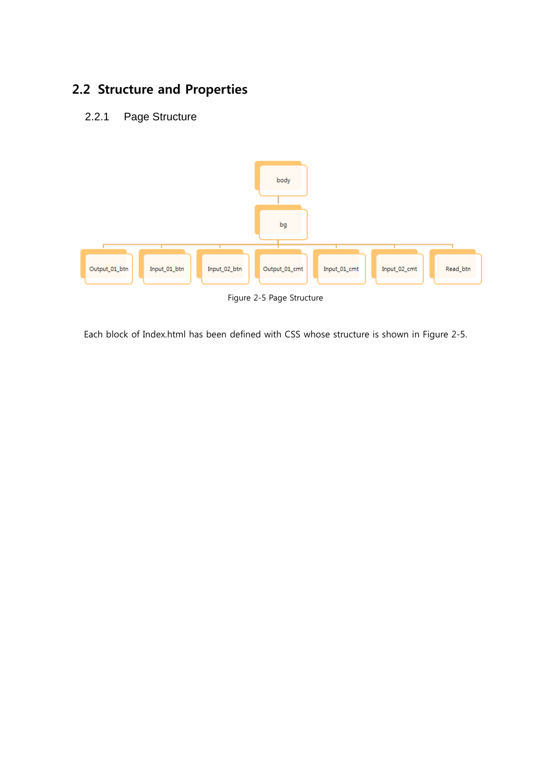## 2.2 Structure and Properties

### 2.2.1 Page Structure

Figure 2-5 Page Structure

Each block of Index.html has been defined with CSS whose structure is shown in Figure 2-5.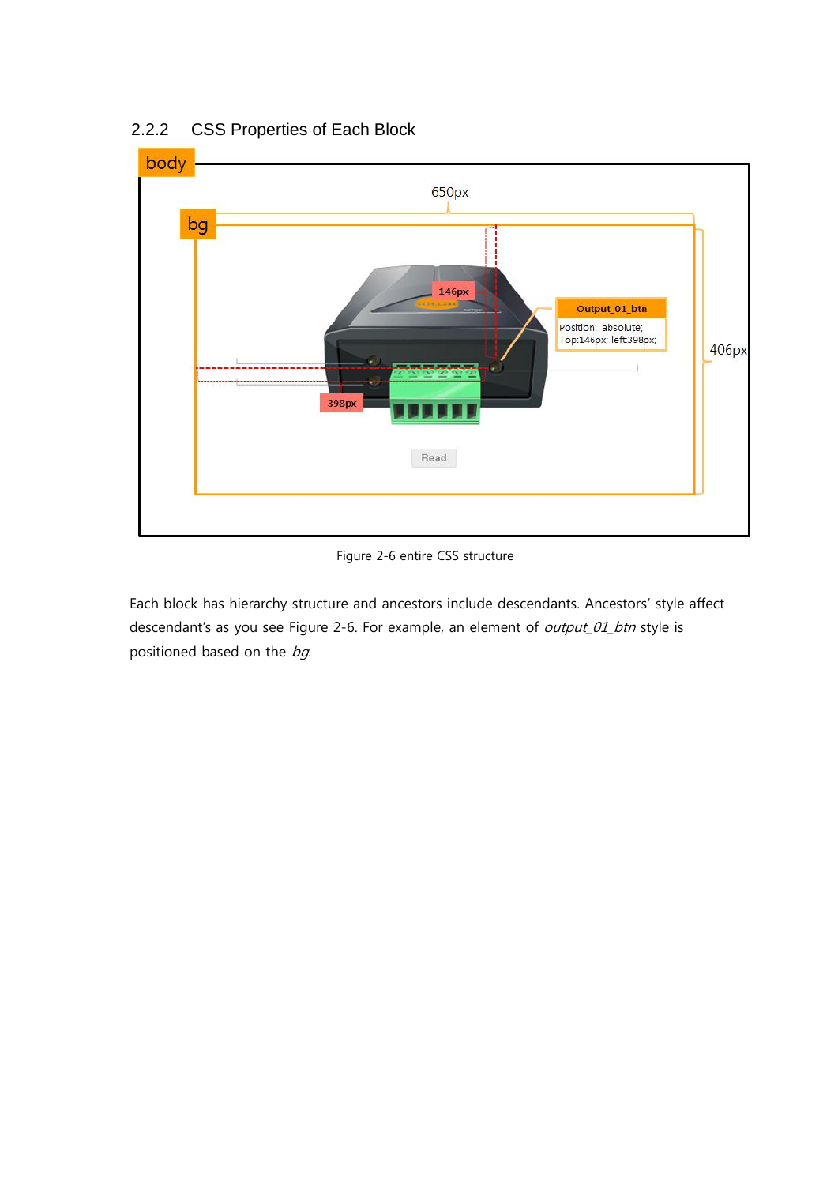### 2.2.2 CSS Properties of Each Block

body

650px

bg

146px

Output_01_btn

Position: absolute;
Top:146px; left:398px;

406px

398px

Read

Figure 2-6 entire CSS structure

Each block has hierarchy structure and ancestors include descendants. Ancestors' style affect descendant's as you see Figure 2-6. For example, an element of *output_01_btn* style is positioned based on the *bg*.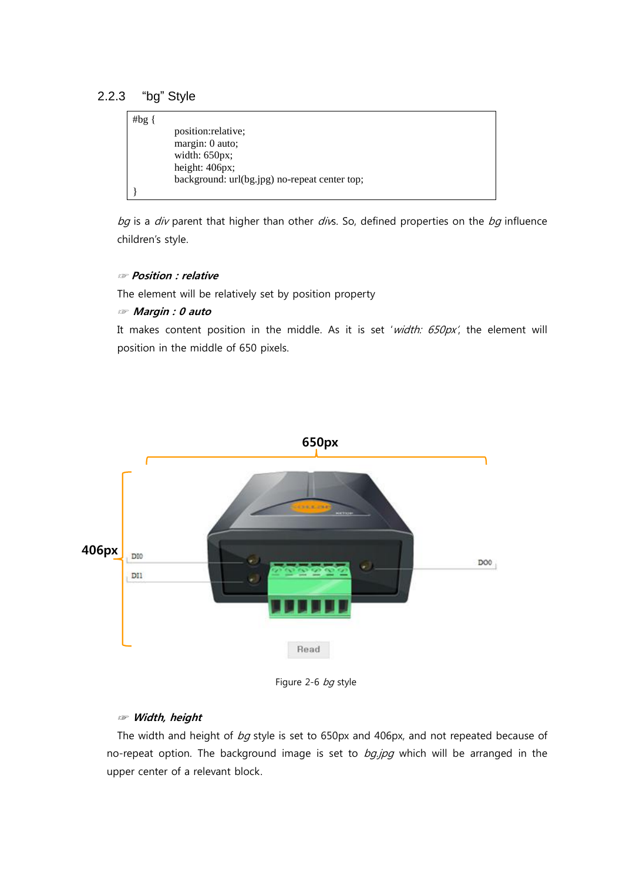### 2.2.3 “bg” Style

```
#bg {
        position:relative;
        margin: 0 auto;
        width: 650px;
        height: 406px;
        background: url(bg.jpg) no-repeat center top;
}
```

*bg* is a *div* parent that higher than other *div*s. So, defined properties on the *bg* influence children’s style.

☞ ***Position : relative***

The element will be relatively set by position property

☞ ***Margin : 0 auto***

It makes content position in the middle. As it is set ‘*width: 650px*’, the element will position in the middle of 650 pixels.

Figure 2-6 *bg* style

☞ ***Width, height***

The width and height of *bg* style is set to 650px and 406px, and not repeated because of no-repeat option. The background image is set to *bg.jpg* which will be arranged in the upper center of a relevant block.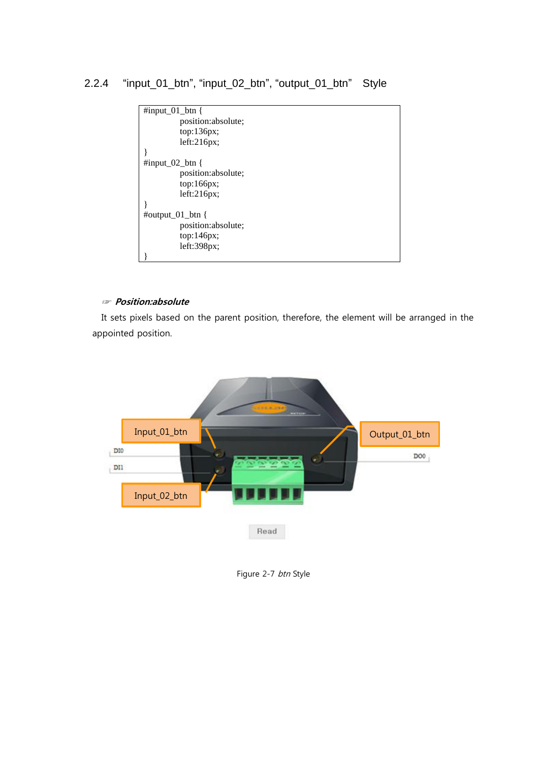### 2.2.4 “input_01_btn”, “input_02_btn”, “output_01_btn” Style

```
#input_01_btn {
        position:absolute;
        top:136px;
        left:216px;
}
#input_02_btn {
        position:absolute;
        top:166px;
        left:216px;
}
#output_01_btn {
        position:absolute;
        top:146px;
        left:398px;
}
```

☞ ***Position:absolute***

It sets pixels based on the parent position, therefore, the element will be arranged in the appointed position.

Figure 2-7 *btn* Style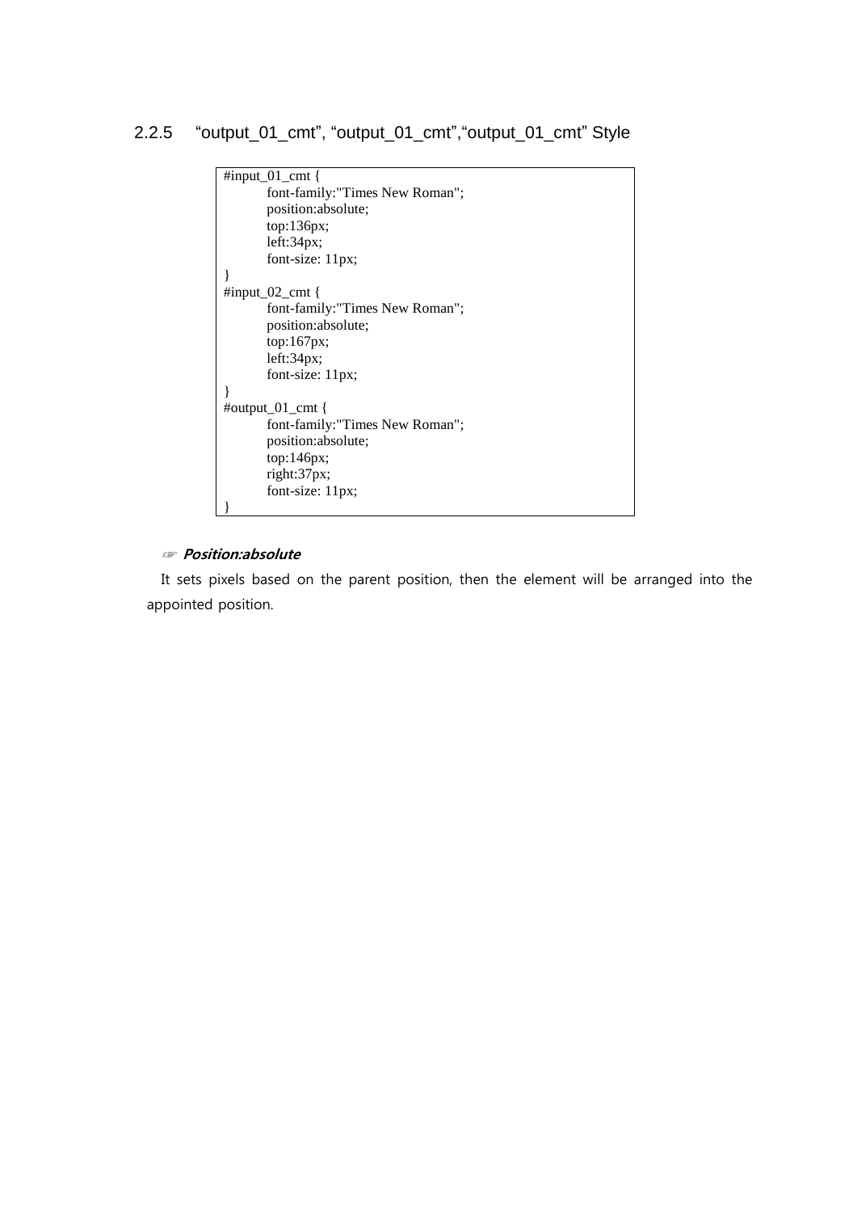### 2.2.5 “output_01_cmt”, “output_01_cmt”,“output_01_cmt” Style

```
#input_01_cmt {
        font-family:"Times New Roman";
        position:absolute;
        top:136px;
        left:34px;
        font-size: 11px;
}
#input_02_cmt {
        font-family:"Times New Roman";
        position:absolute;
        top:167px;
        left:34px;
        font-size: 11px;
}
#output_01_cmt {
        font-family:"Times New Roman";
        position:absolute;
        top:146px;
        right:37px;
        font-size: 11px;
}
```

☞ ***Position:absolute***

It sets pixels based on the parent position, then the element will be arranged into the appointed position.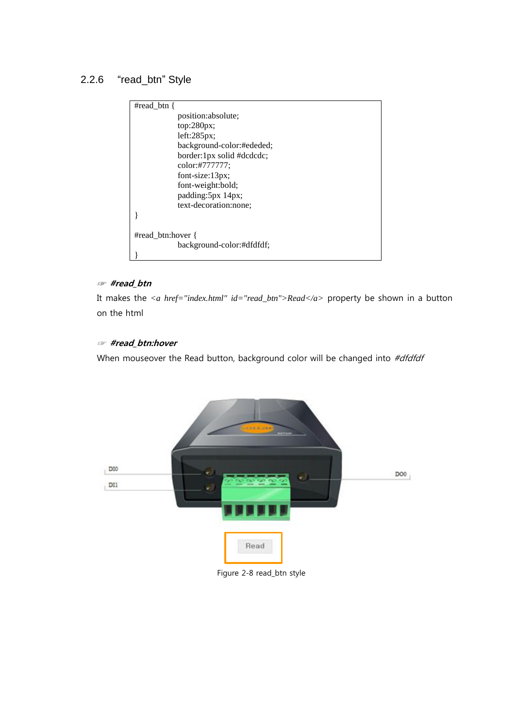### 2.2.6 “read_btn” Style

```
#read_btn {
        position:absolute;
        top:280px;
        left:285px;
        background-color:#ededed;
        border:1px solid #dcdcdc;
        color:#777777;
        font-size:13px;
        font-weight:bold;
        padding:5px 14px;
        text-decoration:none;
}

#read_btn:hover {
        background-color:#dfdfdf;
}
```

☞ ***#read_btn***

It makes the *<a href="index.html" id="read_btn">Read</a>* property be shown in a button on the html

☞ ***#read_btn:hover***

When mouseover the Read button, background color will be changed into *#dfdfdf*

Figure 2-8 read_btn style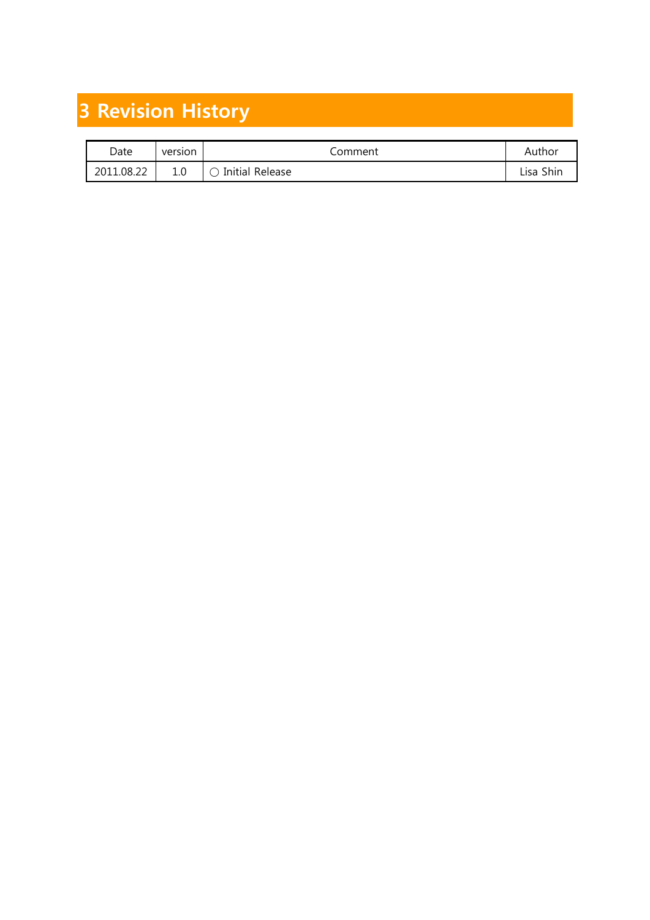# 3 Revision History

| Date | version | Comment | Author |
|---|---|---|---|
| 2011.08.22 | 1.0 | ○ Initial Release | Lisa Shin |